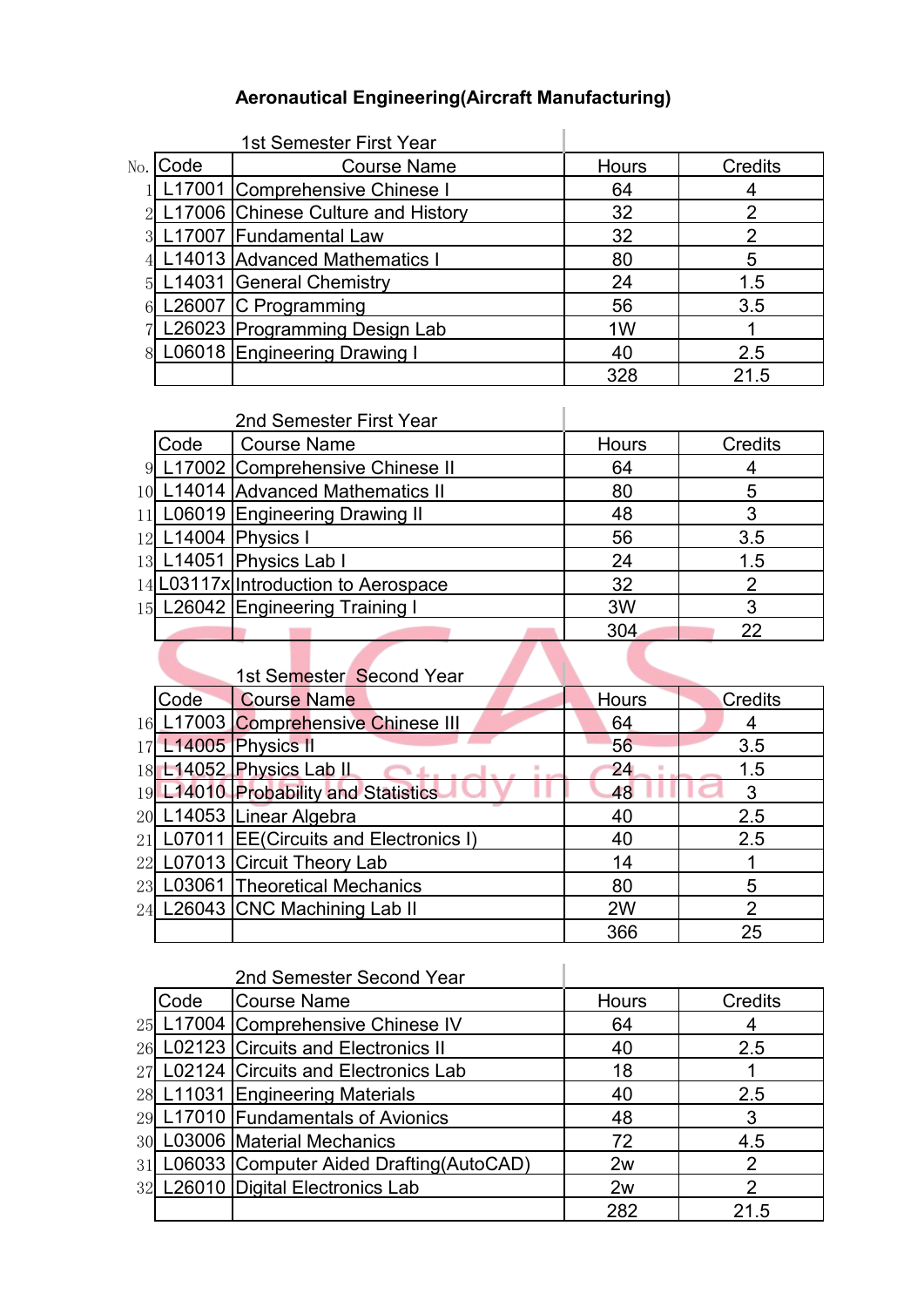# Aeronautical Engineering(Aircraft Manufacturing)

### 1st Semester First Year

| No. | Code | Course Name | Hours | Credits |
|---|---|---|---|---|
| 1 | L17001 | Comprehensive Chinese I | 64 | 4 |
| 2 | L17006 | Chinese Culture and History | 32 | 2 |
| 3 | L17007 | Fundamental Law | 32 | 2 |
| 4 | L14013 | Advanced Mathematics I | 80 | 5 |
| 5 | L14031 | General Chemistry | 24 | 1.5 |
| 6 | L26007 | C Programming | 56 | 3.5 |
| 7 | L26023 | Programming Design Lab | 1W | 1 |
| 8 | L06018 | Engineering Drawing I | 40 | 2.5 |
| | | | 328 | 21.5 |

### 2nd Semester First Year

| No. | Code | Course Name | Hours | Credits |
|---|---|---|---|---|
| 9 | L17002 | Comprehensive Chinese II | 64 | 4 |
| 10 | L14014 | Advanced Mathematics II | 80 | 5 |
| 11 | L06019 | Engineering Drawing II | 48 | 3 |
| 12 | L14004 | Physics I | 56 | 3.5 |
| 13 | L14051 | Physics Lab I | 24 | 1.5 |
| 14 | L03117x | Introduction to Aerospace | 32 | 2 |
| 15 | L26042 | Engineering Training I | 3W | 3 |
| | | | 304 | 22 |

### 1st Semester Second Year

| No. | Code | Course Name | Hours | Credits |
|---|---|---|---|---|
| 16 | L17003 | Comprehensive Chinese III | 64 | 4 |
| 17 | L14005 | Physics II | 56 | 3.5 |
| 18 | L14052 | Physics Lab II | 24 | 1.5 |
| 19 | L14010 | Probability and Statistics | 48 | 3 |
| 20 | L14053 | Linear Algebra | 40 | 2.5 |
| 21 | L07011 | EE(Circuits and Electronics I) | 40 | 2.5 |
| 22 | L07013 | Circuit Theory Lab | 14 | 1 |
| 23 | L03061 | Theoretical Mechanics | 80 | 5 |
| 24 | L26043 | CNC Machining Lab II | 2W | 2 |
| | | | 366 | 25 |

### 2nd Semester Second Year

| No. | Code | Course Name | Hours | Credits |
|---|---|---|---|---|
| 25 | L17004 | Comprehensive Chinese IV | 64 | 4 |
| 26 | L02123 | Circuits and Electronics II | 40 | 2.5 |
| 27 | L02124 | Circuits and Electronics Lab | 18 | 1 |
| 28 | L11031 | Engineering Materials | 40 | 2.5 |
| 29 | L17010 | Fundamentals of Avionics | 48 | 3 |
| 30 | L03006 | Material Mechanics | 72 | 4.5 |
| 31 | L06033 | Computer Aided Drafting(AutoCAD) | 2w | 2 |
| 32 | L26010 | Digital Electronics Lab | 2w | 2 |
| | | | 282 | 21.5 |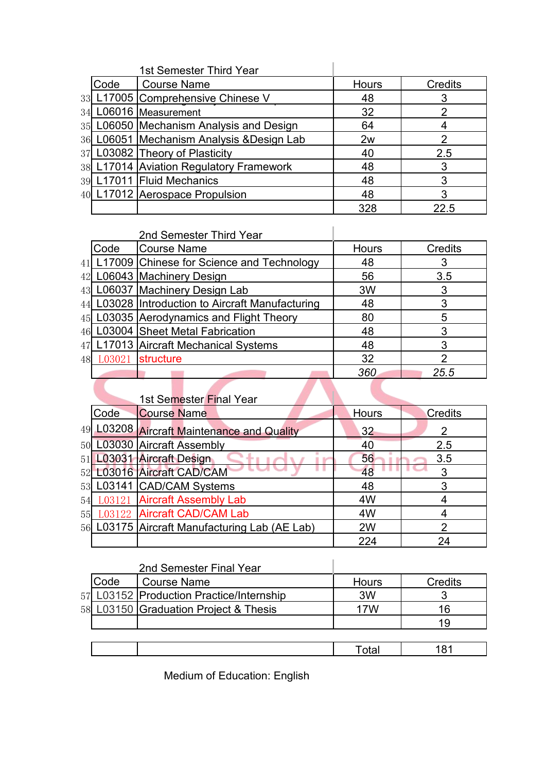| | 1st Semester Third Year | | |
|---|---|---|---|
| Code | Course Name | Hours | Credits |
| 33 L17005 | Comprehensive Chinese V | 48 | 3 |
| 34 L06016 | Measurement | 32 | 2 |
| 35 L06050 | Mechanism Analysis and Design | 64 | 4 |
| 36 L06051 | Mechanism Analysis &Design Lab | 2w | 2 |
| 37 L03082 | Theory of Plasticity | 40 | 2.5 |
| 38 L17014 | Aviation Regulatory Framework | 48 | 3 |
| 39 L17011 | Fluid Mechanics | 48 | 3 |
| 40 L17012 | Aerospace Propulsion | 48 | 3 |
| | | 328 | 22.5 |

| | 2nd Semester Third Year | | |
|---|---|---|---|
| Code | Course Name | Hours | Credits |
| 41 L17009 | Chinese for Science and Technology | 48 | 3 |
| 42 L06043 | Machinery Design | 56 | 3.5 |
| 43 L06037 | Machinery Design Lab | 3W | 3 |
| 44 L03028 | Introduction to Aircraft Manufacturing | 48 | 3 |
| 45 L03035 | Aerodynamics and Flight Theory | 80 | 5 |
| 46 L03004 | Sheet Metal Fabrication | 48 | 3 |
| 47 L17013 | Aircraft Mechanical Systems | 48 | 3 |
| 48 L03021 | structure | 32 | 2 |
| | | *360* | *25.5* |

| | 1st Semester Final Year | | |
|---|---|---|---|
| Code | Course Name | Hours | Credits |
| 49 L03208 | Aircraft Maintenance and Quality | 32 | 2 |
| 50 L03030 | Aircraft Assembly | 40 | 2.5 |
| 51 L03031 | Aircraft Design | 56 | 3.5 |
| 52 L03016 | Aircraft CAD/CAM | 48 | 3 |
| 53 L03141 | CAD/CAM Systems | 48 | 3 |
| 54 L03121 | Aircraft Assembly Lab | 4W | 4 |
| 55 L03122 | Aircraft CAD/CAM Lab | 4W | 4 |
| 56 L03175 | Aircraft Manufacturing Lab (AE Lab) | 2W | 2 |
| | | 224 | 24 |

| | 2nd Semester Final Year | | |
|---|---|---|---|
| Code | Course Name | Hours | Credits |
| 57 L03152 | Production Practice/Internship | 3W | 3 |
| 58 L03150 | Graduation Project & Thesis | 17W | 16 |
| | | | 19 |

| | | | |
|---|---|---|---|
| | | Total | 181 |

Medium of Education: English